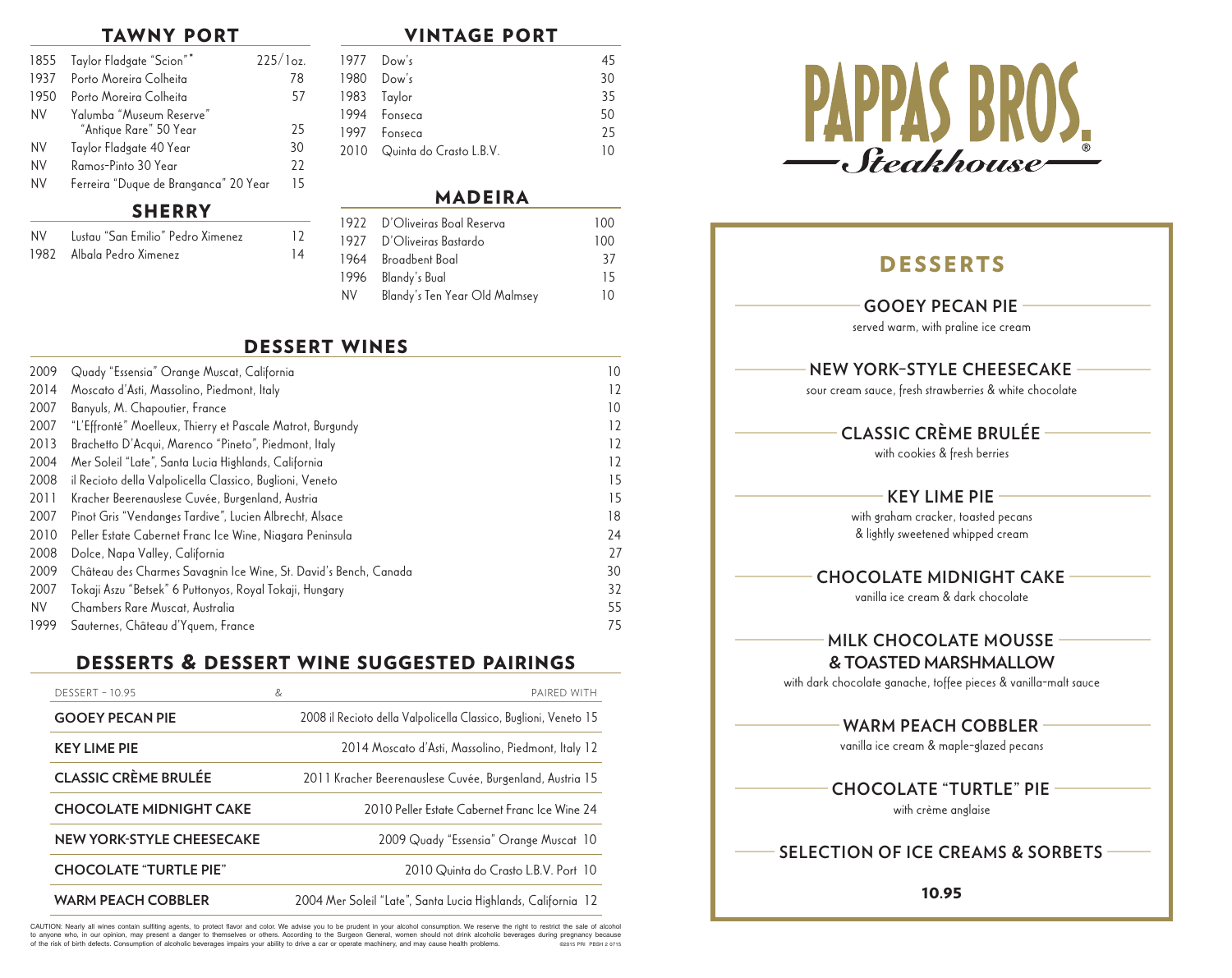## TAWNY PORT

| | | |
|---|---|---|
| 1855 | Taylor Fladgate "Scion"* | 225/1oz. |
| 1937 | Porto Moreira Colheita | 78 |
| 1950 | Porto Moreira Colheita | 57 |
| NV | Yalumba "Museum Reserve" "Antique Rare" 50 Year | 25 |
| NV | Taylor Fladgate 40 Year | 30 |
| NV | Ramos-Pinto 30 Year | 22 |
| NV | Ferreira "Duque de Branganca" 20 Year | 15 |

## SHERRY

| | | |
|---|---|---|
| NV | Lustau "San Emilio" Pedro Ximenez | 12 |
| 1982 | Albala Pedro Ximenez | 14 |

## VINTAGE PORT

| | | |
|---|---|---|
| 1977 | Dow's | 45 |
| 1980 | Dow's | 30 |
| 1983 | Taylor | 35 |
| 1994 | Fonseca | 50 |
| 1997 | Fonseca | 25 |
| 2010 | Quinta do Crasto L.B.V. | 10 |

## MADEIRA

| | | |
|---|---|---|
| 1922 | D'Oliveiras Boal Reserva | 100 |
| 1927 | D'Oliveiras Bastardo | 100 |
| 1964 | Broadbent Boal | 37 |
| 1996 | Blandy's Bual | 15 |
| NV | Blandy's Ten Year Old Malmsey | 10 |

## DESSERT WINES

| | | |
|---|---|---|
| 2009 | Quady "Essensia" Orange Muscat, California | 10 |
| 2014 | Moscato d'Asti, Massolino, Piedmont, Italy | 12 |
| 2007 | Banyuls, M. Chapoutier, France | 10 |
| 2007 | "L'Effronté" Moelleux, Thierry et Pascale Matrot, Burgundy | 12 |
| 2013 | Brachetto D'Acqui, Marenco "Pineto", Piedmont, Italy | 12 |
| 2004 | Mer Soleil "Late", Santa Lucia Highlands, California | 12 |
| 2008 | il Recioto della Valpolicella Classico, Buglioni, Veneto | 15 |
| 2011 | Kracher Beerenauslese Cuvée, Burgenland, Austria | 15 |
| 2007 | Pinot Gris "Vendanges Tardive", Lucien Albrecht, Alsace | 18 |
| 2010 | Peller Estate Cabernet Franc Ice Wine, Niagara Peninsula | 24 |
| 2008 | Dolce, Napa Valley, California | 27 |
| 2009 | Château des Charmes Savagnin Ice Wine, St. David's Bench, Canada | 30 |
| 2007 | Tokaji Aszu "Betsek" 6 Puttonyos, Royal Tokaji, Hungary | 32 |
| NV | Chambers Rare Muscat, Australia | 55 |
| 1999 | Sauternes, Château d'Yquem, France | 75 |

## DESSERTS & DESSERT WINE SUGGESTED PAIRINGS

| DESSERT – 10.95 & | PAIRED WITH |
|---|---|
| **GOOEY PECAN PIE** | 2008 il Recioto della Valpolicella Classico, Buglioni, Veneto 15 |
| **KEY LIME PIE** | 2014 Moscato d'Asti, Massolino, Piedmont, Italy 12 |
| **CLASSIC CRÈME BRULÉE** | 2011 Kracher Beerenauslese Cuvée, Burgenland, Austria 15 |
| **CHOCOLATE MIDNIGHT CAKE** | 2010 Peller Estate Cabernet Franc Ice Wine 24 |
| **NEW YORK-STYLE CHEESECAKE** | 2009 Quady "Essensia" Orange Muscat 10 |
| **CHOCOLATE "TURTLE PIE"** | 2010 Quinta do Crasto L.B.V. Port 10 |
| **WARM PEACH COBBLER** | 2004 Mer Soleil "Late", Santa Lucia Highlands, California 12 |

CAUTION: Nearly all wines contain sulfiting agents, to protect flavor and color. We advise you to be prudent in your alcohol consumption. We reserve the right to restrict the sale of alcohol to anyone who, in our opinion, may present a danger to themselves or others. According to the Surgeon General, women should not drink alcoholic beverages during pregnancy because of the risk of birth defects. Consumption of alcoholic beverages impairs your ability to drive a car or operate machinery, and may cause health problems. ©2015 PRI PBSH 2 0715

# PAPPAS BROS. Steakhouse®

## DESSERTS

### GOOEY PECAN PIE
served warm, with praline ice cream

### NEW YORK-STYLE CHEESECAKE
sour cream sauce, fresh strawberries & white chocolate

### CLASSIC CRÈME BRULÉE
with cookies & fresh berries

### KEY LIME PIE
with graham cracker, toasted pecans & lightly sweetened whipped cream

### CHOCOLATE MIDNIGHT CAKE
vanilla ice cream & dark chocolate

### MILK CHOCOLATE MOUSSE & TOASTED MARSHMALLOW
with dark chocolate ganache, toffee pieces & vanilla-malt sauce

### WARM PEACH COBBLER
vanilla ice cream & maple-glazed pecans

### CHOCOLATE "TURTLE" PIE
with crème anglaise

### SELECTION OF ICE CREAMS & SORBETS

**10.95**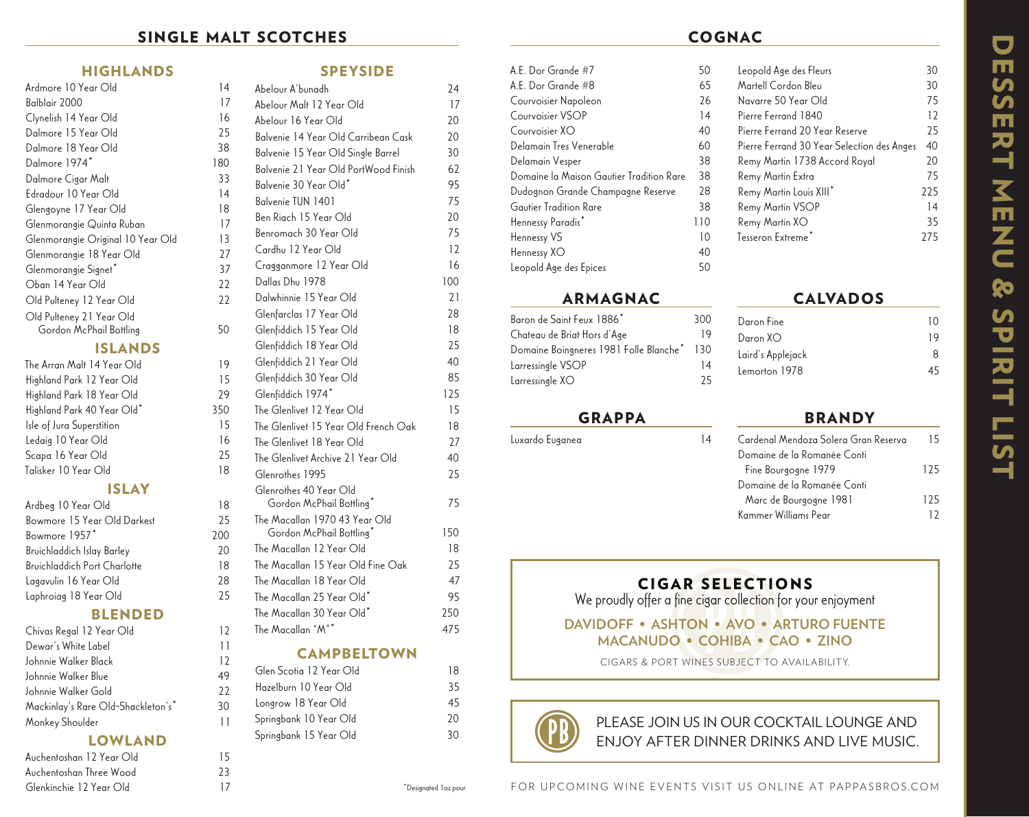# DESSERT MENU & SPIRIT LIST

## SINGLE MALT SCOTCHES

### HIGHLANDS

| | |
|---|---|
| Ardmore 10 Year Old | 14 |
| Balblair 2000 | 17 |
| Clynelish 14 Year Old | 16 |
| Dalmore 15 Year Old | 25 |
| Dalmore 18 Year Old | 38 |
| Dalmore 1974* | 180 |
| Dalmore Cigar Malt | 33 |
| Edradour 10 Year Old | 14 |
| Glengoyne 17 Year Old | 18 |
| Glenmorangie Quinta Ruban | 17 |
| Glenmorangie Original 10 Year Old | 13 |
| Glenmorangie 18 Year Old | 27 |
| Glenmorangie Signet* | 37 |
| Oban 14 Year Old | 22 |
| Old Pulteney 12 Year Old | 22 |
| Old Pulteney 21 Year Old Gordon McPhail Bottling | 50 |

### ISLANDS

| | |
|---|---|
| The Arran Malt 14 Year Old | 19 |
| Highland Park 12 Year Old | 15 |
| Highland Park 18 Year Old | 29 |
| Highland Park 40 Year Old* | 350 |
| Isle of Jura Superstition | 15 |
| Ledaig 10 Year Old | 16 |
| Scapa 16 Year Old | 25 |
| Talisker 10 Year Old | 18 |

### ISLAY

| | |
|---|---|
| Ardbeg 10 Year Old | 18 |
| Bowmore 15 Year Old Darkest | 25 |
| Bowmore 1957* | 200 |
| Bruichladdich Islay Barley | 20 |
| Bruichladdich Port Charlotte | 18 |
| Lagavulin 16 Year Old | 28 |
| Laphroiag 18 Year Old | 25 |

### BLENDED

| | |
|---|---|
| Chivas Regal 12 Year Old | 12 |
| Dewar's White Label | 11 |
| Johnnie Walker Black | 12 |
| Johnnie Walker Blue | 49 |
| Johnnie Walker Gold | 22 |
| Mackinlay's Rare Old-Shackleton's* | 30 |
| Monkey Shoulder | 11 |

### LOWLAND

| | |
|---|---|
| Auchentoshan 12 Year Old | 15 |
| Auchentoshan Three Wood | 23 |
| Glenkinchie 12 Year Old | 17 |

### SPEYSIDE

| | |
|---|---|
| Abelour A'bunadh | 24 |
| Abelour Malt 12 Year Old | 17 |
| Abelour 16 Year Old | 20 |
| Balvenie 14 Year Old Carribean Cask | 20 |
| Balvenie 15 Year Old Single Barrel | 30 |
| Balvenie 21 Year Old PortWood Finish | 62 |
| Balvenie 30 Year Old* | 95 |
| Balvenie TUN 1401 | 75 |
| Ben Riach 15 Year Old | 20 |
| Benromach 30 Year Old | 75 |
| Cardhu 12 Year Old | 12 |
| Cragganmore 12 Year Old | 16 |
| Dallas Dhu 1978 | 100 |
| Dalwhinnie 15 Year Old | 21 |
| Glenfarclas 17 Year Old | 28 |
| Glenfiddich 15 Year Old | 18 |
| Glenfiddich 18 Year Old | 25 |
| Glenfiddich 21 Year Old | 40 |
| Glenfiddich 30 Year Old | 85 |
| Glenfiddich 1974* | 125 |
| The Glenlivet 12 Year Old | 15 |
| The Glenlivet 15 Year Old French Oak | 18 |
| The Glenlivet 18 Year Old | 27 |
| The Glenlivet Archive 21 Year Old | 40 |
| Glenrothes 1995 | 25 |
| Glenrothes 40 Year Old Gordon McPhail Bottling* | 75 |
| The Macallan 1970 43 Year Old Gordon McPhail Bottling* | 150 |
| The Macallan 12 Year Old | 18 |
| The Macallan 15 Year Old Fine Oak | 25 |
| The Macallan 18 Year Old | 47 |
| The Macallan 25 Year Old* | 95 |
| The Macallan 30 Year Old* | 250 |
| The Macallan "M"* | 475 |

### CAMPBELTOWN

| | |
|---|---|
| Glen Scotia 12 Year Old | 18 |
| Hazelburn 10 Year Old | 35 |
| Longrow 18 Year Old | 45 |
| Springbank 10 Year Old | 20 |
| Springbank 15 Year Old | 30 |

*Designated 1oz pour

## COGNAC

| | |
|---|---|
| A.E. Dor Grande #7 | 50 |
| A.E. Dor Grande #8 | 65 |
| Courvoisier Napoleon | 26 |
| Courvoisier VSOP | 14 |
| Courvoisier XO | 40 |
| Delamain Tres Venerable | 60 |
| Delamain Vesper | 38 |
| Domaine la Maison Gautier Tradition Rare | 38 |
| Dudognon Grande Champagne Reserve | 28 |
| Gautier Tradition Rare | 38 |
| Hennessy Paradis* | 110 |
| Hennessy VS | 10 |
| Hennessy XO | 40 |
| Leopold Age des Epices | 50 |
| Leopold Age des Fleurs | 30 |
| Martell Cordon Bleu | 30 |
| Navarre 50 Year Old | 75 |
| Pierre Ferrand 1840 | 12 |
| Pierre Ferrand 20 Year Reserve | 25 |
| Pierre Ferrand 30 Year Selection des Anges | 40 |
| Remy Martin 1738 Accord Royal | 20 |
| Remy Martin Extra | 75 |
| Remy Martin Louis XIII* | 225 |
| Remy Martin VSOP | 14 |
| Remy Martin XO | 35 |
| Tesseron Extreme* | 275 |

## ARMAGNAC

| | |
|---|---|
| Baron de Saint Feux 1886* | 300 |
| Chateau de Briat Hors d'Age | 19 |
| Domaine Boingneres 1981 Folle Blanche* | 130 |
| Larressingle VSOP | 14 |
| Larressingle XO | 25 |

## CALVADOS

| | |
|---|---|
| Daron Fine | 10 |
| Daron XO | 19 |
| Laird's Applejack | 8 |
| Lemorton 1978 | 45 |

## GRAPPA

| | |
|---|---|
| Luxardo Euganea | 14 |

## BRANDY

| | |
|---|---|
| Cardenal Mendoza Solera Gran Reserva | 15 |
| Domaine de la Romanée Conti Fine Bourgogne 1979 | 125 |
| Domaine de la Romanée Conti Marc de Bourgogne 1981 | 125 |
| Kammer Williams Pear | 12 |

## CIGAR SELECTIONS

We proudly offer a fine cigar collection for your enjoyment

**DAVIDOFF • ASHTON • AVO • ARTURO FUENTE**
**MACANUDO • COHIBA • CAO • ZINO**

CIGARS & PORT WINES SUBJECT TO AVAILABILITY.

PLEASE JOIN US IN OUR COCKTAIL LOUNGE AND ENJOY AFTER DINNER DRINKS AND LIVE MUSIC.

FOR UPCOMING WINE EVENTS VISIT US ONLINE AT PAPPASBROS.COM